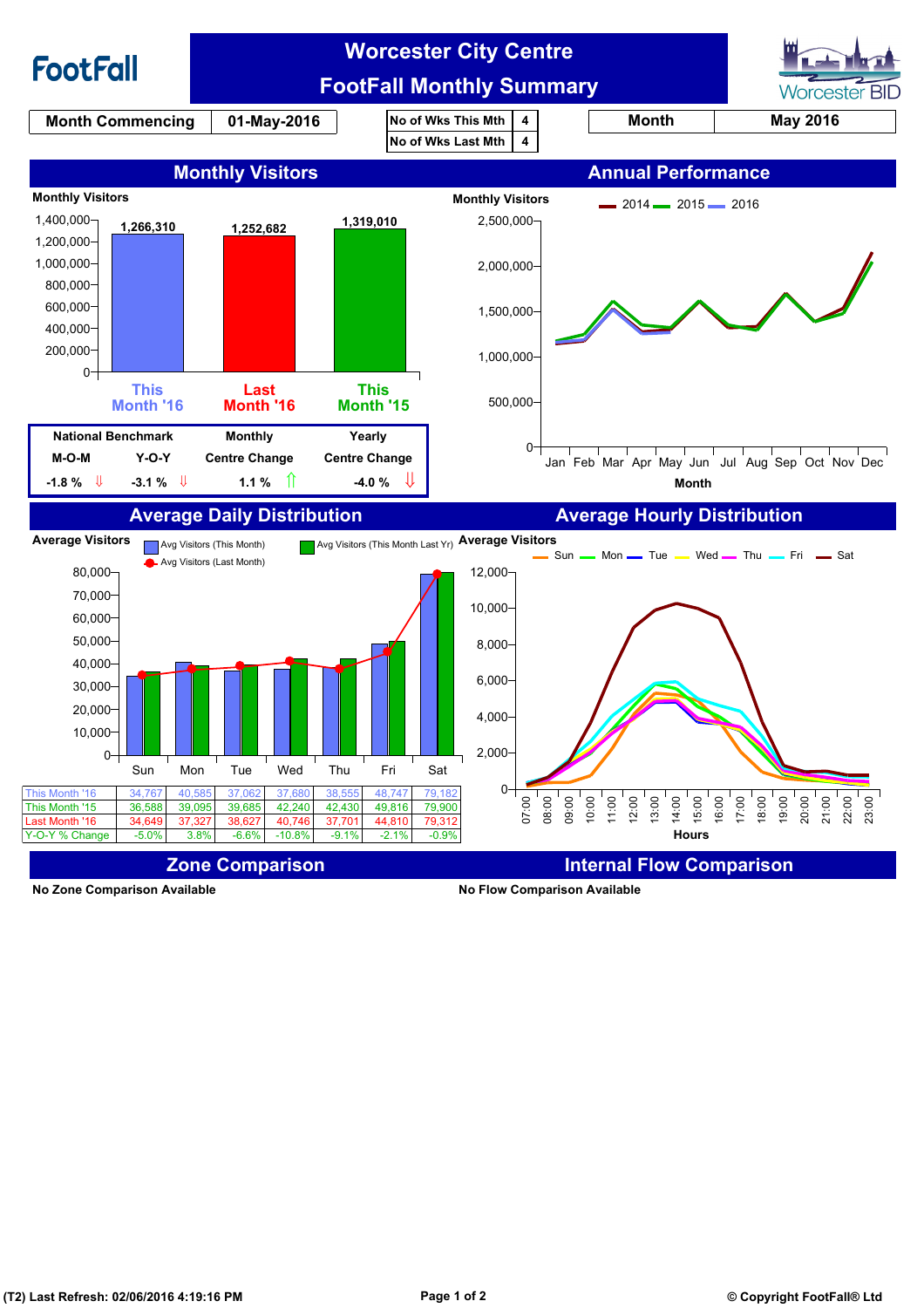# Worcester City Centre

## FootFall Monthly Summary

| Month Commencing | 01-May-2016 |
|---|---|

| No of Wks This Mth | 4 |
|---|---|
| No of Wks Last Mth | 4 |

| Month | May 2016 |
|---|---|

## Monthly Visitors

Monthly Visitors

| This Month '16 | Last Month '16 | This Month '15 |
|---|---|---|
| 1,266,310 | 1,252,682 | 1,319,010 |

| National Benchmark M-O-M | National Benchmark Y-O-Y | Monthly Centre Change | Yearly Centre Change |
|---|---|---|---|
| -1.8 % ⇓ | -3.1 % ⇓ | 1.1 % ⇑ | -4.0 % ⇓ |

## Annual Performance

Monthly Visitors (2014, 2015, 2016) by Month: Jan, Feb, Mar, Apr, May, Jun, Jul, Aug, Sep, Oct, Nov, Dec

## Average Daily Distribution

Average Visitors

|  | Sun | Mon | Tue | Wed | Thu | Fri | Sat |
|---|---|---|---|---|---|---|---|
| This Month '16 | 34,767 | 40,585 | 37,062 | 37,680 | 38,555 | 48,747 | 79,182 |
| This Month '15 | 36,588 | 39,095 | 39,685 | 42,240 | 42,430 | 49,816 | 79,900 |
| Last Month '16 | 34,649 | 37,327 | 38,627 | 40,746 | 37,701 | 44,810 | 79,312 |
| Y-O-Y % Change | -5.0% | 3.8% | -6.6% | -10.8% | -9.1% | -2.1% | -0.9% |

## Average Hourly Distribution

Average Visitors (Sun, Mon, Tue, Wed, Thu, Fri, Sat) by Hours: 07:00 – 23:00

## Zone Comparison

No Zone Comparison Available

## Internal Flow Comparison

No Flow Comparison Available

(T2) Last Refresh: 02/06/2016 4:19:16 PM

© Copyright FootFall® Ltd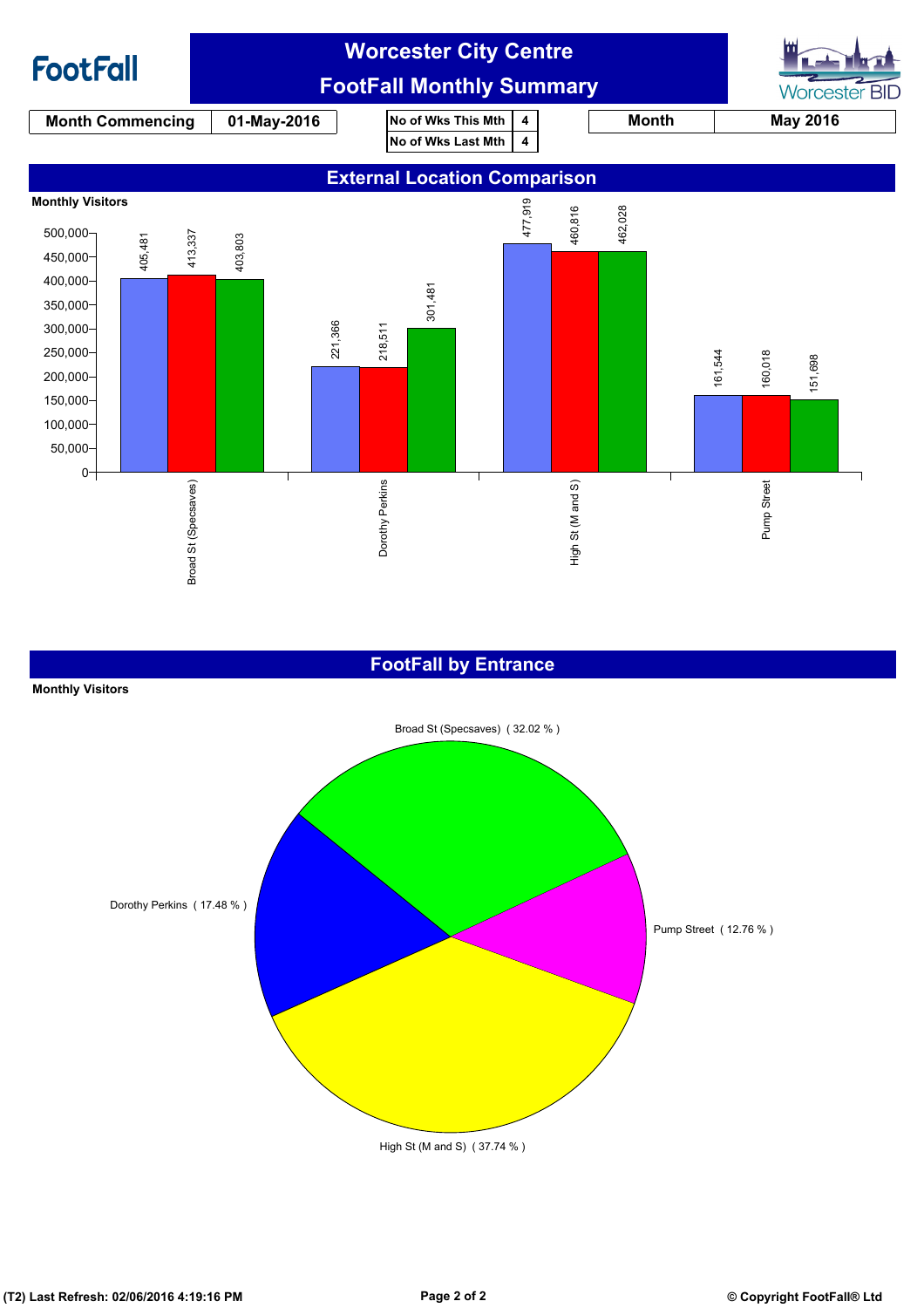FootFall

# Worcester City Centre
# FootFall Monthly Summary

Worcester BID

| Month Commencing | 01-May-2016 |
|---|---|

| No of Wks This Mth | 4 |
|---|---|
| No of Wks Last Mth | 4 |

| Month | May 2016 |
|---|---|

## External Location Comparison

Monthly Visitors

| Location | | | |
|---|---|---|---|
| Broad St (Specsaves) | 405,481 | 413,337 | 403,803 |
| Dorothy Perkins | 221,366 | 218,511 | 301,481 |
| High St (M and S) | 477,919 | 460,816 | 462,028 |
| Pump Street | 161,544 | 160,018 | 151,698 |

## FootFall by Entrance

Monthly Visitors

- Broad St (Specsaves) ( 32.02 % )
- Pump Street ( 12.76 % )
- High St (M and S) ( 37.74 % )
- Dorothy Perkins ( 17.48 % )

(T2) Last Refresh: 02/06/2016 4:19:16 PM

© Copyright FootFall® Ltd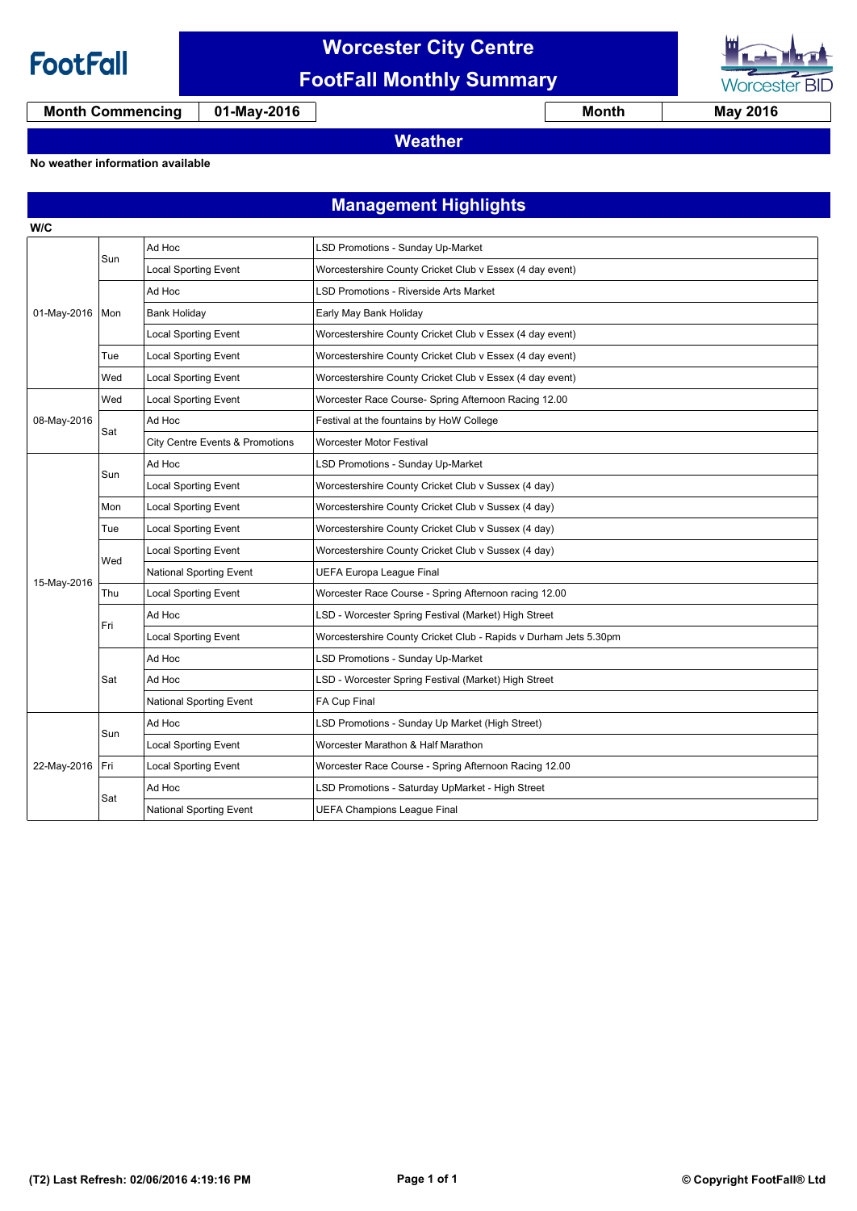# Worcester City Centre

## FootFall Monthly Summary

| Month Commencing | 01-May-2016 | Month | May 2016 |
|---|---|---|---|

## Weather

**No weather information available**

## Management Highlights

| W/C | Day | Type | Event |
|---|---|---|---|
| 01-May-2016 | Sun | Ad Hoc | LSD Promotions - Sunday Up-Market |
| | | Local Sporting Event | Worcestershire County Cricket Club v Essex (4 day event) |
| | Mon | Ad Hoc | LSD Promotions - Riverside Arts Market |
| | | Bank Holiday | Early May Bank Holiday |
| | | Local Sporting Event | Worcestershire County Cricket Club v Essex (4 day event) |
| | Tue | Local Sporting Event | Worcestershire County Cricket Club v Essex (4 day event) |
| | Wed | Local Sporting Event | Worcestershire County Cricket Club v Essex (4 day event) |
| 08-May-2016 | Wed | Local Sporting Event | Worcester Race Course- Spring Afternoon Racing 12.00 |
| | Sat | Ad Hoc | Festival at the fountains by HoW College |
| | | City Centre Events & Promotions | Worcester Motor Festival |
| 15-May-2016 | Sun | Ad Hoc | LSD Promotions - Sunday Up-Market |
| | | Local Sporting Event | Worcestershire County Cricket Club v Sussex (4 day) |
| | Mon | Local Sporting Event | Worcestershire County Cricket Club v Sussex (4 day) |
| | Tue | Local Sporting Event | Worcestershire County Cricket Club v Sussex (4 day) |
| | Wed | Local Sporting Event | Worcestershire County Cricket Club v Sussex (4 day) |
| | | National Sporting Event | UEFA Europa League Final |
| | Thu | Local Sporting Event | Worcester Race Course - Spring Afternoon racing 12.00 |
| | Fri | Ad Hoc | LSD - Worcester Spring Festival (Market) High Street |
| | | Local Sporting Event | Worcestershire County Cricket Club - Rapids v Durham Jets 5.30pm |
| | Sat | Ad Hoc | LSD Promotions - Sunday Up-Market |
| | | Ad Hoc | LSD - Worcester Spring Festival (Market) High Street |
| | | National Sporting Event | FA Cup Final |
| 22-May-2016 | Sun | Ad Hoc | LSD Promotions - Sunday Up Market (High Street) |
| | | Local Sporting Event | Worcester Marathon & Half Marathon |
| | Fri | Local Sporting Event | Worcester Race Course - Spring Afternoon Racing 12.00 |
| | Sat | Ad Hoc | LSD Promotions - Saturday UpMarket - High Street |
| | | National Sporting Event | UEFA Champions League Final |

(T2) Last Refresh: 02/06/2016 4:19:16 PM

© Copyright FootFall® Ltd